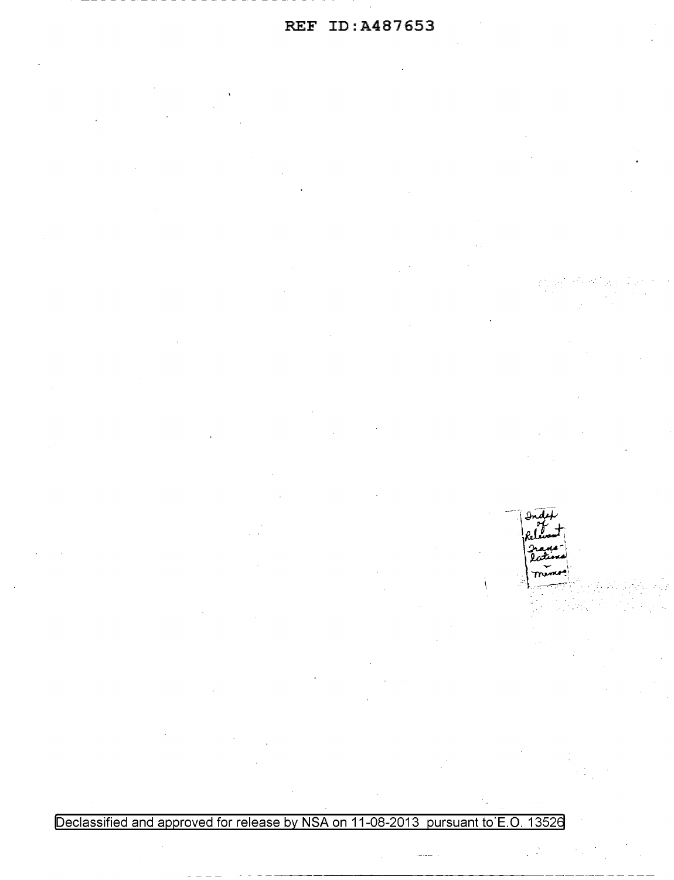REF ID:A487653

Index of Relevant Translations Memos

Declassified and approved for release by NSA on 11-08-2013 pursuant to E.O. 13526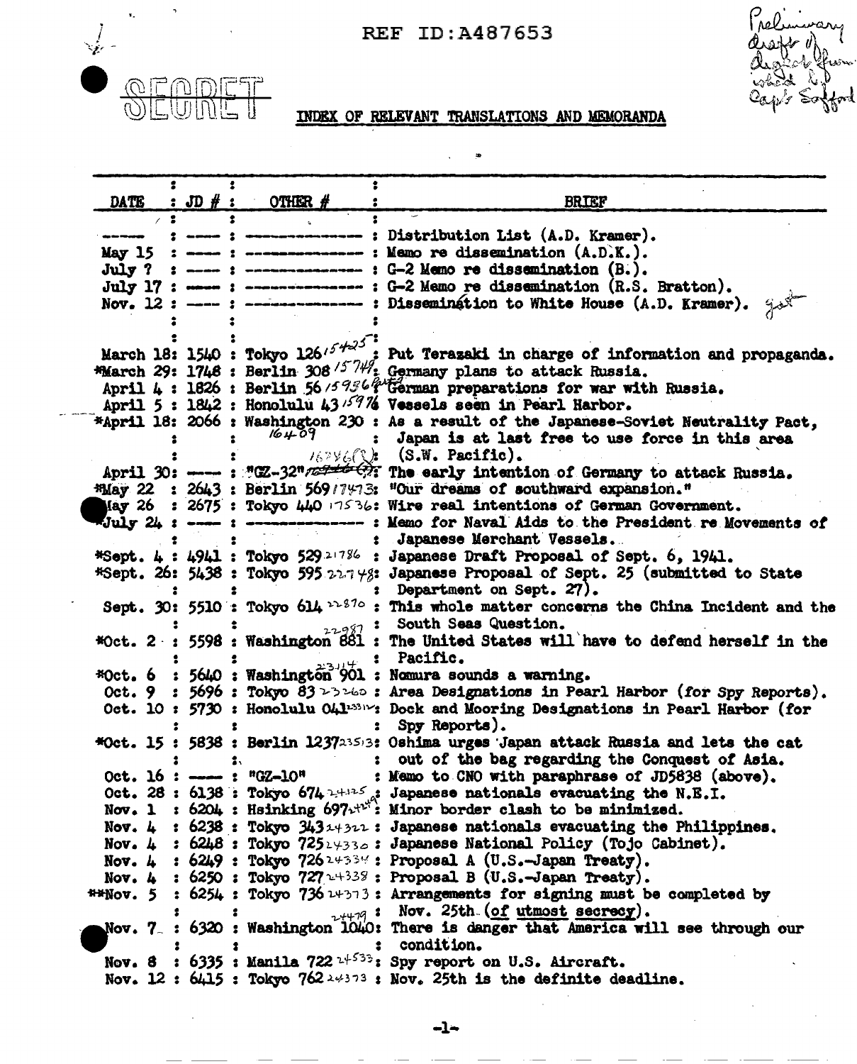REF ID:A487653

Preliminary draft of digest from which by Capt Safford

SECRET

## INDEX OF RELEVANT TRANSLATIONS AND MEMORANDA

| DATE | JD # | OTHER # | BRIEF |
|---|---|---|---|
| ----- | ---- | ------------- | Distribution List (A.D. Kramer). |
| May 15 | ---- | ------------- | Memo re dissemination (A.D.K.). |
| July ? | ---- | ------------- | G-2 Memo re dissemination (B.). |
| July 17 | ---- | ------------- | G-2 Memo re dissemination (R.S. Bratton). |
| Nov. 12 | ---- | ------------- | Dissemination to White House (A.D. Kramer). |
| March 18 | 1540 | Tokyo 126 15425 | Put Terazaki in charge of information and propaganda. |
| *March 29 | 1748 | Berlin 308 15749 | Germany plans to attack Russia. |
| April 4 | 1826 | Berlin 56 15956 | German preparations for war with Russia. |
| April 5 | 1842 | Honolulu 43 15976 | Vessels seen in Pearl Harbor. |
| *April 18 | 2066 | Washington 230 16409 16246(?) | As a result of the Japanese-Soviet Neutrality Pact, Japan is at last free to use force in this area (S.W. Pacific). |
| April 30 | ---- | "GZ-32" | The early intention of Germany to attack Russia. |
| *May 22 | 2643 | Berlin 569 17473 | "Our dreams of southward expansion." |
| May 26 | 2675 | Tokyo 440 17536 | Wire real intentions of German Government. |
| *July 24 | ---- | ------------- | Memo for Naval Aids to the President re Movements of Japanese Merchant Vessels. |
| *Sept. 4 | 4941 | Tokyo 529 21786 | Japanese Draft Proposal of Sept. 6, 1941. |
| *Sept. 26 | 5438 | Tokyo 595 22748 | Japanese Proposal of Sept. 25 (submitted to State Department on Sept. 27). |
| Sept. 30 | 5510 | Tokyo 614 22870 | This whole matter concerns the China Incident and the South Seas Question. |
| *Oct. 2 | 5598 | Washington 881 22987 | The United States will have to defend herself in the Pacific. |
| *Oct. 6 | 5640 | Washington 901 23114 | Nomura sounds a warning. |
| Oct. 9 | 5696 | Tokyo 83 23260 | Area Designations in Pearl Harbor (for Spy Reports). |
| Oct. 10 | 5730 | Honolulu 041 23312 | Dock and Mooring Designations in Pearl Harbor (for Spy Reports). |
| *Oct. 15 | 5838 | Berlin 1237 23513 | Oshima urges Japan attack Russia and lets the cat out of the bag regarding the Conquest of Asia. |
| Oct. 16 | ---- | "GZ-10" | Memo to CNO with paraphrase of JD5838 (above). |
| Oct. 28 | 6138 | Tokyo 674 24125 | Japanese nationals evacuating the N.E.I. |
| Nov. 1 | 6204 | Hsinking 697 24249 | Minor border clash to be minimized. |
| Nov. 4 | 6238 | Tokyo 343 24322 | Japanese nationals evacuating the Philippines. |
| Nov. 4 | 6248 | Tokyo 725 24330 | Japanese National Policy (Tojo Cabinet). |
| Nov. 4 | 6249 | Tokyo 726 24334 | Proposal A (U.S.-Japan Treaty). |
| Nov. 4 | 6250 | Tokyo 727 24338 | Proposal B (U.S.-Japan Treaty). |
| **Nov. 5 | 6254 | Tokyo 736 24373 | Arrangements for signing must be completed by Nov. 25th (of utmost secrecy). |
| Nov. 7 | 6320 | Washington 1040 24479 | There is danger that America will see through our condition. |
| Nov. 8 | 6335 | Manila 722 24533 | Spy report on U.S. Aircraft. |
| Nov. 12 | 6415 | Tokyo 762 24373 | Nov. 25th is the definite deadline. |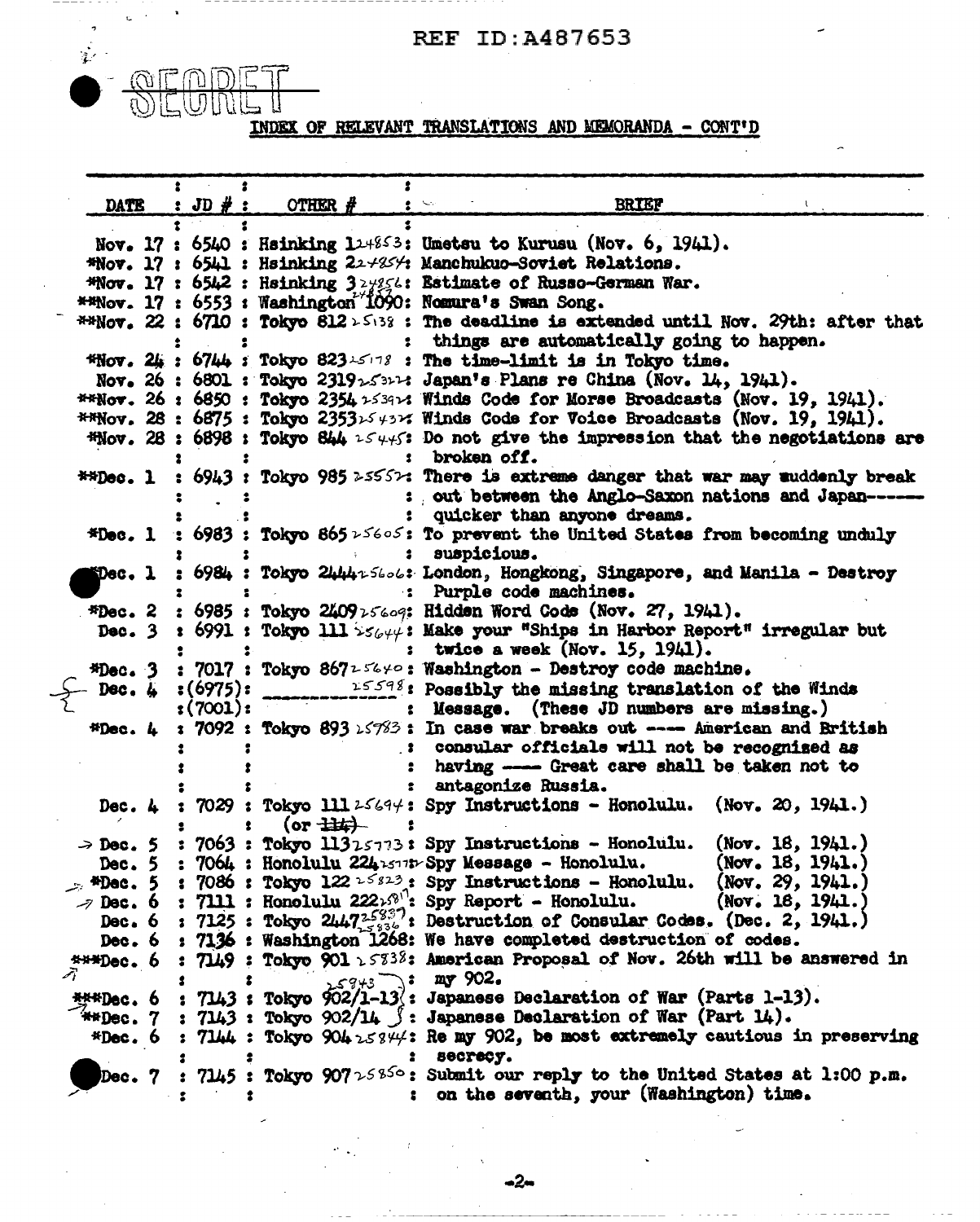REF ID:A487653

SECRET

INDEX OF RELEVANT TRANSLATIONS AND MEMORANDA - CONT'D

| DATE | JD # | OTHER # | BRIEF |
|---|---|---|---|
| Nov. 17 | 6540 | Hsinking 1 24853 | Umetsu to Kurusu (Nov. 6, 1941). |
| *Nov. 17 | 6541 | Hsinking 2 24854 | Manchukuo-Soviet Relations. |
| *Nov. 17 | 6542 | Hsinking 3 24856 | Estimate of Russo-German War. |
| **Nov. 17 | 6553 | Washington 1090 24853 | Nomura's Swan Song. |
| **Nov. 22 | 6710 | Tokyo 812 25138 | The deadline is extended until Nov. 29th: after that things are automatically going to happen. |
| *Nov. 24 | 6744 | Tokyo 823 25178 | The time-limit is in Tokyo time. |
| Nov. 26 | 6801 | Tokyo 2319 25322 | Japan's Plans re China (Nov. 14, 1941). |
| **Nov. 26 | 6850 | Tokyo 2354 25392 | Winds Code for Morse Broadcasts (Nov. 19, 1941). |
| **Nov. 28 | 6875 | Tokyo 2353 25432 | Winds Code for Voice Broadcasts (Nov. 19, 1941). |
| *Nov. 28 | 6898 | Tokyo 844 25445 | Do not give the impression that the negotiations are broken off. |
| **Dec. 1 | 6943 | Tokyo 985 25552 | There is extreme danger that war may suddenly break out between the Anglo-Saxon nations and Japan------ quicker than anyone dreams. |
| *Dec. 1 | 6983 | Tokyo 865 25605 | To prevent the United States from becoming unduly suspicious. |
| *Dec. 1 | 6984 | Tokyo 2444 25606 | London, Hongkong, Singapore, and Manila - Destroy Purple code machines. |
| *Dec. 2 | 6985 | Tokyo 2409 25609 | Hidden Word Code (Nov. 27, 1941). |
| Dec. 3 | 6991 | Tokyo 111 25644 | Make your "Ships in Harbor Report" irregular but twice a week (Nov. 15, 1941). |
| *Dec. 3 | 7017 | Tokyo 867 25640 | Washington - Destroy code machine. |
| Dec. 4 | (6975): (7001) | 25598 | Possibly the missing translation of the Winds Message. (These JD numbers are missing.) |
| *Dec. 4 | 7092 | Tokyo 893 25783 | In case war breaks out ---- American and British consular officials will not be recognized as having ---- Great care shall be taken not to antagonize Russia. |
| Dec. 4 | 7029 | Tokyo 111 25694 (or ~~114~~) | Spy Instructions - Honolulu. (Nov. 20, 1941.) |
| Dec. 5 | 7063 | Tokyo 113 25773 | Spy Instructions - Honolulu. (Nov. 18, 1941.) |
| Dec. 5 | 7064 | Honolulu 224 25778 | Spy Message - Honolulu. (Nov. 18, 1941.) |
| *Dec. 5 | 7086 | Tokyo 122 25823 | Spy Instructions - Honolulu. (Nov. 29, 1941.) |
| Dec. 6 | 7111 | Honolulu 222 25817 | Spy Report - Honolulu. (Nov. 18, 1941.) |
| Dec. 6 | 7125 | Tokyo 2447 25837 25836 | Destruction of Consular Codes. (Dec. 2, 1941.) |
| Dec. 6 | 7136 | Washington 1268 | We have completed destruction of codes. |
| ***Dec. 6 | 7149 | Tokyo 901 25838 | American Proposal of Nov. 26th will be answered in my 902. |
| ***Dec. 6 | 7143 | Tokyo 902/1-13 25843 | Japanese Declaration of War (Parts 1-13). |
| **Dec. 7 | 7143 | Tokyo 902/14 | Japanese Declaration of War (Part 14). |
| *Dec. 6 | 7144 | Tokyo 904 25844 | Re my 902, be most extremely cautious in preserving secrecy. |
| Dec. 7 | 7145 | Tokyo 907 25850 | Submit our reply to the United States at 1:00 p.m. on the seventh, your (Washington) time. |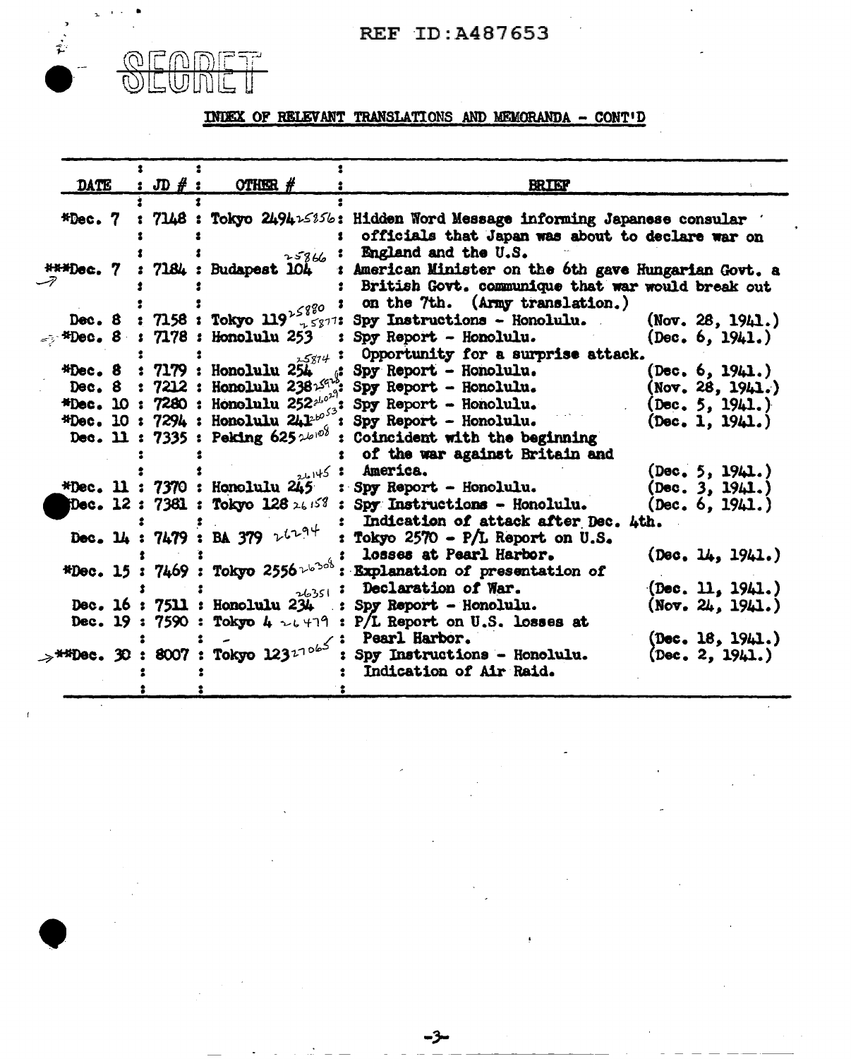REF ID:A487653

SECRET

## INDEX OF RELEVANT TRANSLATIONS AND MEMORANDA - CONT'D

| DATE | JD # | OTHER # | BRIEF | |
|---|---|---|---|---|
| *Dec. 7 | 7148 | Tokyo 2494 25856 | Hidden Word Message informing Japanese consular officials that Japan was about to declare war on England and the U.S. | |
| ***Dec. 7 | 7184 | Budapest 104 25866 | American Minister on the 6th gave Hungarian Govt. a British Govt. communique that war would break out on the 7th. (Army translation.) | |
| Dec. 8 | 7158 | Tokyo 119 25880 | Spy Instructions - Honolulu. | (Nov. 28, 1941.) |
| *Dec. 8 | 7178 | Honolulu 253 25877 | Spy Report - Honolulu. Opportunity for a surprise attack. | (Dec. 6, 1941.) |
| *Dec. 8 | 7179 | Honolulu 254 25874 | Spy Report - Honolulu. | (Dec. 6, 1941.) |
| Dec. 8 | 7212 | Honolulu 238 25918 | Spy Report - Honolulu. | (Nov. 28, 1941.) |
| *Dec. 10 | 7280 | Honolulu 252 26029 | Spy Report - Honolulu. | (Dec. 5, 1941.) |
| *Dec. 10 | 7294 | Honolulu 241 26053 | Spy Report - Honolulu. | (Dec. 1, 1941.) |
| Dec. 11 | 7335 | Peking 625 26108 | Coincident with the beginning of the war against Britain and America. | (Dec. 5, 1941.) |
| *Dec. 11 | 7370 | Honolulu 245 26145 | Spy Report - Honolulu. | (Dec. 3, 1941.) |
| Dec. 12 | 7381 | Tokyo 128 26158 | Spy Instructions - Honolulu. Indication of attack after Dec. 4th. | (Dec. 6, 1941.) |
| Dec. 14 | 7479 | BA 379 26294 | Tokyo 2570 - P/L Report on U.S. losses at Pearl Harbor. | (Dec. 14, 1941.) |
| *Dec. 15 | 7469 | Tokyo 2556 26308 | Explanation of presentation of Declaration of War. | (Dec. 11, 1941.) |
| Dec. 16 | 7511 | Honolulu 234 26351 | Spy Report - Honolulu. | (Nov. 24, 1941.) |
| Dec. 19 | 7590 | Tokyo 4 26479 | P/L Report on U.S. losses at Pearl Harbor. | (Dec. 18, 1941.) |
| **Dec. 30 | 8007 | Tokyo 123 27065 | Spy Instructions - Honolulu. Indication of Air Raid. | (Dec. 2, 1941.) |